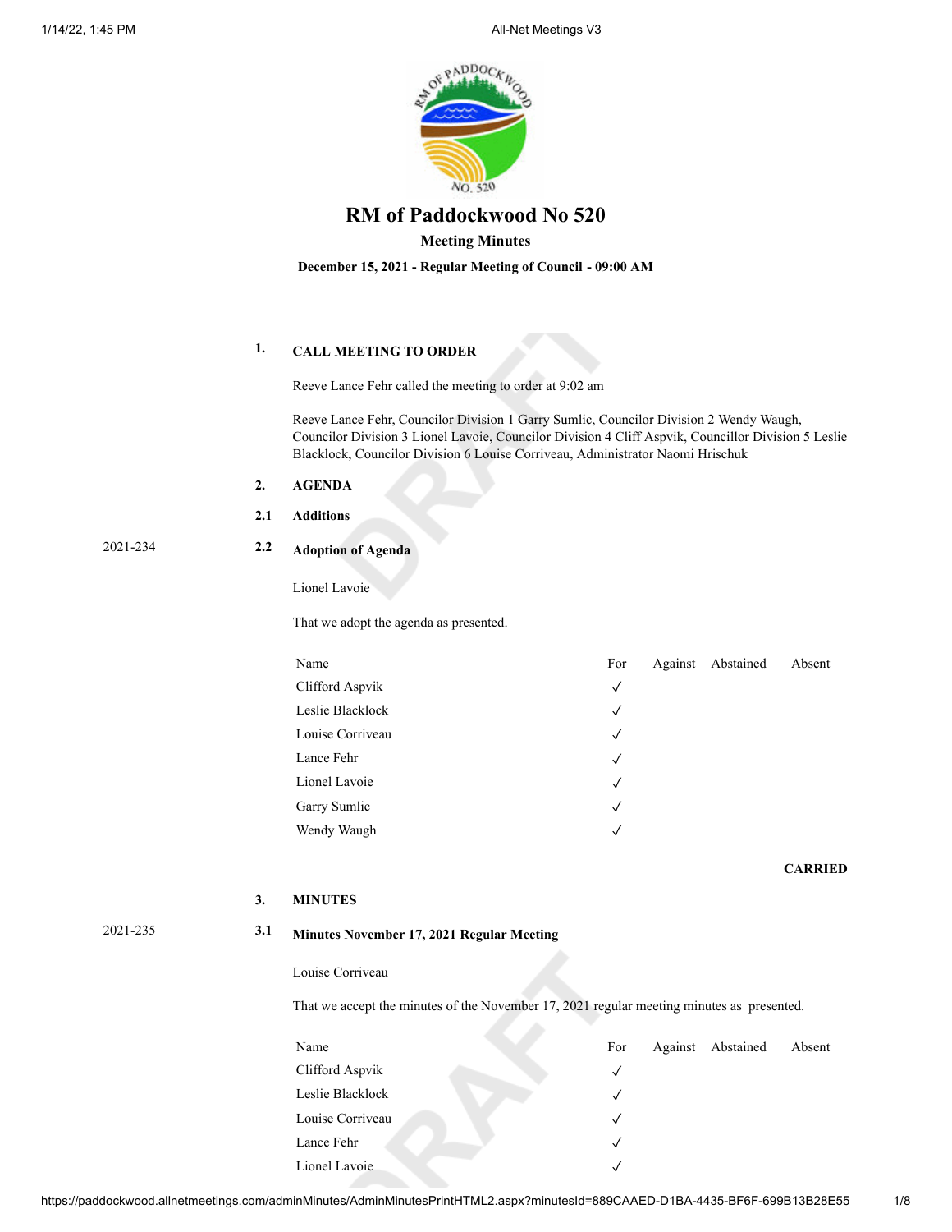# RM of Paddockwood No 520

**Meeting Minutes**

**December 15, 2021 - Regular Meeting of Council - 09:00 AM**

**1. CALL MEETING TO ORDER**

Reeve Lance Fehr called the meeting to order at 9:02 am

Reeve Lance Fehr, Councilor Division 1 Garry Sumlic, Councilor Division 2 Wendy Waugh, Councilor Division 3 Lionel Lavoie, Councilor Division 4 Cliff Aspvik, Councillor Division 5 Leslie Blacklock, Councilor Division 6 Louise Corriveau, Administrator Naomi Hrischuk

**2. AGENDA**

**2.1 Additions**

2021-234 **2.2 Adoption of Agenda**

Lionel Lavoie

That we adopt the agenda as presented.

| Name | For | Against | Abstained | Absent |
|---|---|---|---|---|
| Clifford Aspvik | ✓ | | | |
| Leslie Blacklock | ✓ | | | |
| Louise Corriveau | ✓ | | | |
| Lance Fehr | ✓ | | | |
| Lionel Lavoie | ✓ | | | |
| Garry Sumlic | ✓ | | | |
| Wendy Waugh | ✓ | | | |

**CARRIED**

**3. MINUTES**

2021-235 **3.1 Minutes November 17, 2021 Regular Meeting**

Louise Corriveau

That we accept the minutes of the November 17, 2021 regular meeting minutes as presented.

| Name | For | Against | Abstained | Absent |
|---|---|---|---|---|
| Clifford Aspvik | ✓ | | | |
| Leslie Blacklock | ✓ | | | |
| Louise Corriveau | ✓ | | | |
| Lance Fehr | ✓ | | | |
| Lionel Lavoie | ✓ | | | |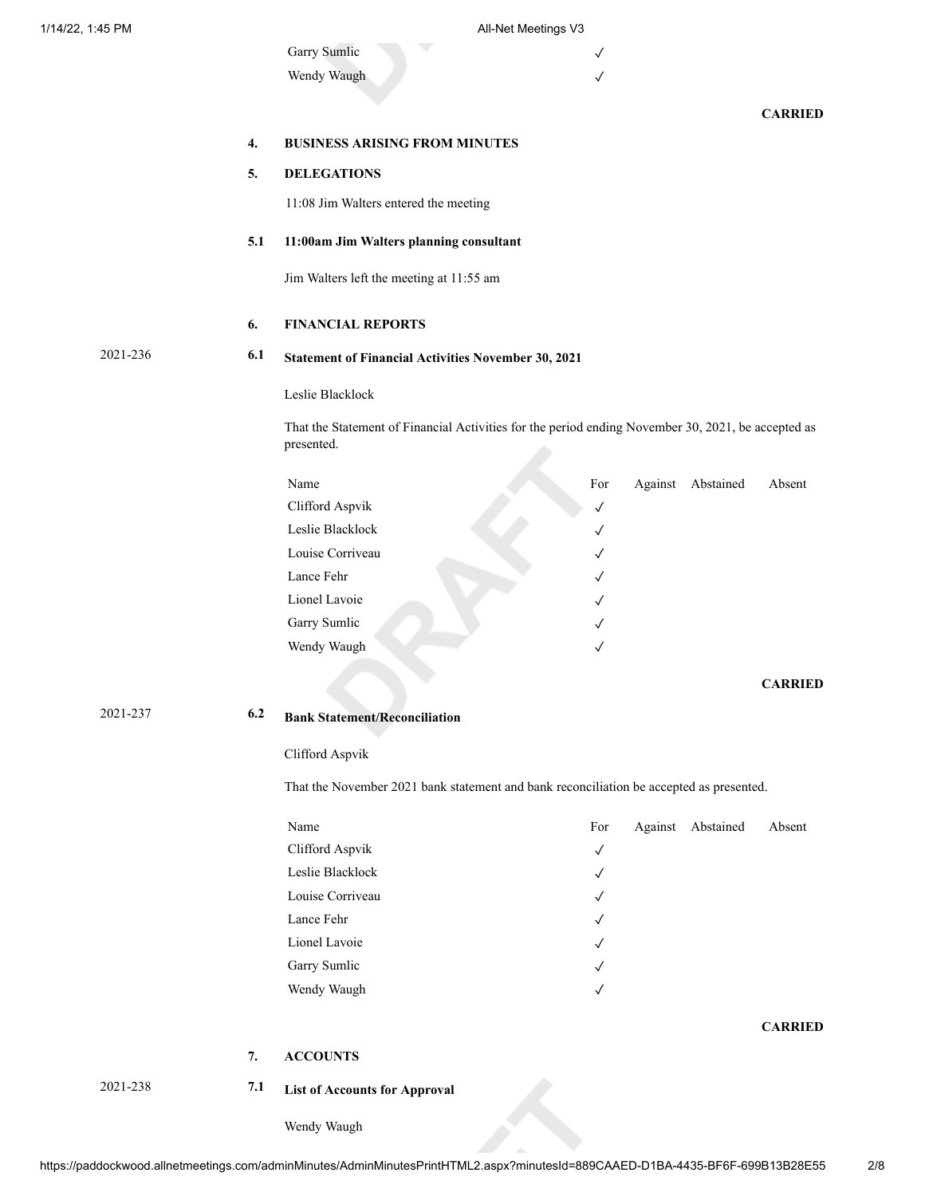| Name | For | Against | Abstained | Absent |
|---|---|---|---|---|
| Garry Sumlic | ✓ | | | |
| Wendy Waugh | ✓ | | | |

**CARRIED**

**4. BUSINESS ARISING FROM MINUTES**

**5. DELEGATIONS**

11:08 Jim Walters entered the meeting

**5.1 11:00am Jim Walters planning consultant**

Jim Walters left the meeting at 11:55 am

**6. FINANCIAL REPORTS**

2021-236

**6.1 Statement of Financial Activities November 30, 2021**

Leslie Blacklock

That the Statement of Financial Activities for the period ending November 30, 2021, be accepted as presented.

| Name | For | Against | Abstained | Absent |
|---|---|---|---|---|
| Clifford Aspvik | ✓ | | | |
| Leslie Blacklock | ✓ | | | |
| Louise Corriveau | ✓ | | | |
| Lance Fehr | ✓ | | | |
| Lionel Lavoie | ✓ | | | |
| Garry Sumlic | ✓ | | | |
| Wendy Waugh | ✓ | | | |

**CARRIED**

2021-237

**6.2 Bank Statement/Reconciliation**

Clifford Aspvik

That the November 2021 bank statement and bank reconciliation be accepted as presented.

| Name | For | Against | Abstained | Absent |
|---|---|---|---|---|
| Clifford Aspvik | ✓ | | | |
| Leslie Blacklock | ✓ | | | |
| Louise Corriveau | ✓ | | | |
| Lance Fehr | ✓ | | | |
| Lionel Lavoie | ✓ | | | |
| Garry Sumlic | ✓ | | | |
| Wendy Waugh | ✓ | | | |

**CARRIED**

**7. ACCOUNTS**

2021-238

**7.1 List of Accounts for Approval**

Wendy Waugh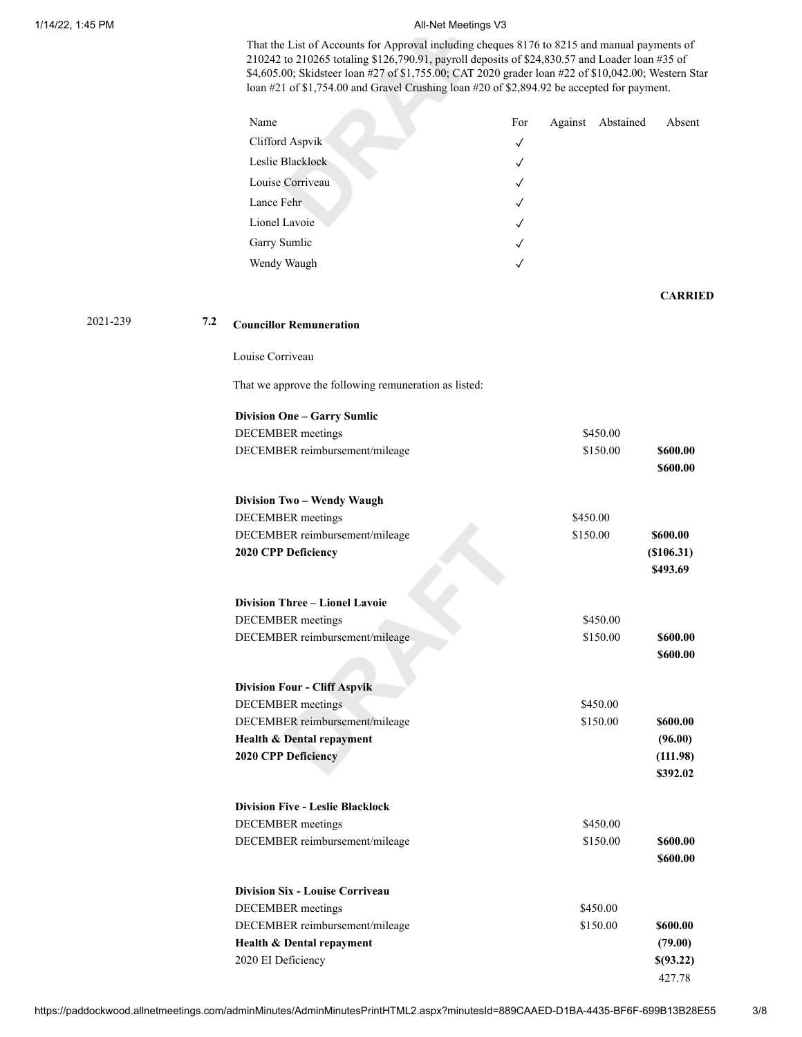That the List of Accounts for Approval including cheques 8176 to 8215 and manual payments of 210242 to 210265 totaling $126,790.91, payroll deposits of $24,830.57 and Loader loan #35 of $4,605.00; Skidsteer loan #27 of $1,755.00; CAT 2020 grader loan #22 of $10,042.00; Western Star loan #21 of $1,754.00 and Gravel Crushing loan #20 of $2,894.92 be accepted for payment.

| Name | For | Against | Abstained | Absent |
|---|---|---|---|---|
| Clifford Aspvik | ✓ | | | |
| Leslie Blacklock | ✓ | | | |
| Louise Corriveau | ✓ | | | |
| Lance Fehr | ✓ | | | |
| Lionel Lavoie | ✓ | | | |
| Garry Sumlic | ✓ | | | |
| Wendy Waugh | ✓ | | | |

**CARRIED**

2021-239 **7.2 Councillor Remuneration**

Louise Corriveau

That we approve the following remuneration as listed:

| | | |
|---|---|---|
| **Division One – Garry Sumlic** | | |
| DECEMBER meetings | $450.00 | |
| DECEMBER reimbursement/mileage | $150.00 | **$600.00** |
| | | **$600.00** |
| | | |
| **Division Two – Wendy Waugh** | | |
| DECEMBER meetings | $450.00 | |
| DECEMBER reimbursement/mileage | $150.00 | **$600.00** |
| **2020 CPP Deficiency** | | **($106.31)** |
| | | **$493.69** |
| | | |
| **Division Three – Lionel Lavoie** | | |
| DECEMBER meetings | $450.00 | |
| DECEMBER reimbursement/mileage | $150.00 | **$600.00** |
| | | **$600.00** |
| | | |
| **Division Four - Cliff Aspvik** | | |
| DECEMBER meetings | $450.00 | |
| DECEMBER reimbursement/mileage | $150.00 | **$600.00** |
| **Health & Dental repayment** | | **(96.00)** |
| **2020 CPP Deficiency** | | **(111.98)** |
| | | **$392.02** |
| | | |
| **Division Five - Leslie Blacklock** | | |
| DECEMBER meetings | $450.00 | |
| DECEMBER reimbursement/mileage | $150.00 | **$600.00** |
| | | **$600.00** |
| | | |
| **Division Six - Louise Corriveau** | | |
| DECEMBER meetings | $450.00 | |
| DECEMBER reimbursement/mileage | $150.00 | **$600.00** |
| **Health & Dental repayment** | | **(79.00)** |
| 2020 EI Deficiency | | **$(93.22)** |
| | | 427.78 |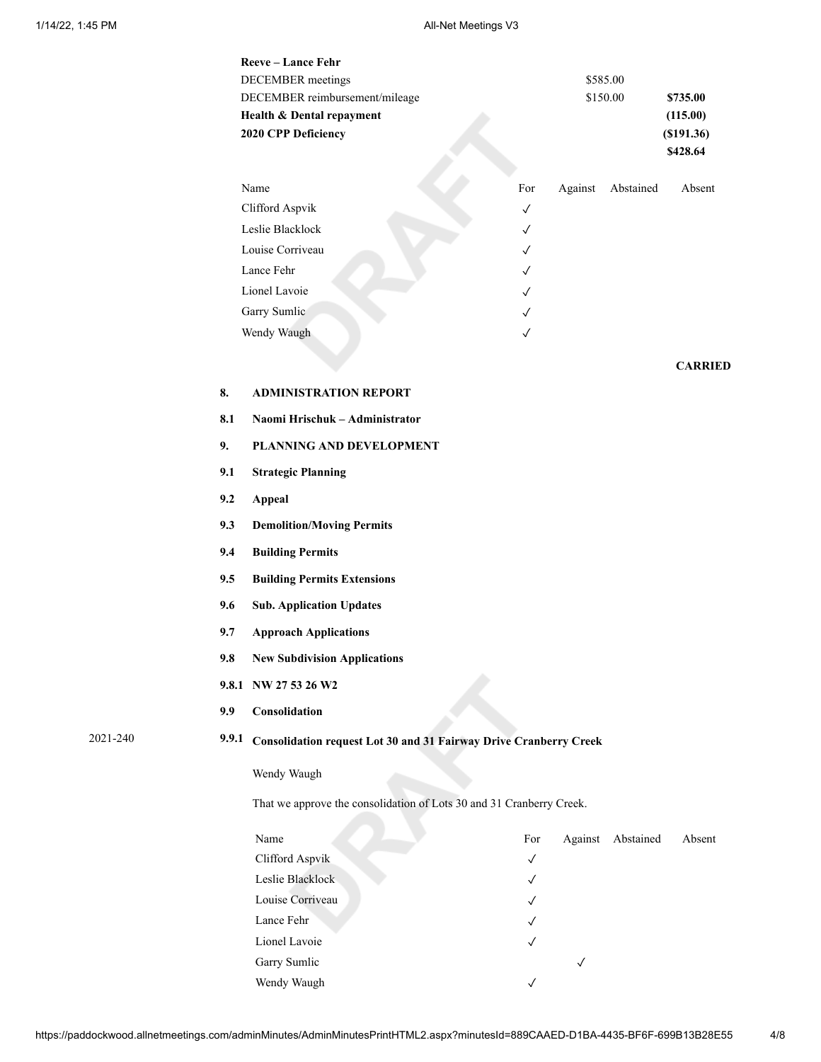**Reeve – Lance Fehr**

| | | |
|---|---|---|
| DECEMBER meetings | $585.00 | |
| DECEMBER reimbursement/mileage | $150.00 | **$735.00** |
| **Health & Dental repayment** | | **(115.00)** |
| **2020 CPP Deficiency** | | **($191.36)** |
| | | **$428.64** |

| Name | For | Against | Abstained | Absent |
|---|---|---|---|---|
| Clifford Aspvik | ✓ | | | |
| Leslie Blacklock | ✓ | | | |
| Louise Corriveau | ✓ | | | |
| Lance Fehr | ✓ | | | |
| Lionel Lavoie | ✓ | | | |
| Garry Sumlic | ✓ | | | |
| Wendy Waugh | ✓ | | | |

**CARRIED**

**8. ADMINISTRATION REPORT**

**8.1 Naomi Hrischuk – Administrator**

**9. PLANNING AND DEVELOPMENT**

**9.1 Strategic Planning**

**9.2 Appeal**

**9.3 Demolition/Moving Permits**

**9.4 Building Permits**

**9.5 Building Permits Extensions**

**9.6 Sub. Application Updates**

**9.7 Approach Applications**

**9.8 New Subdivision Applications**

**9.8.1 NW 27 53 26 W2**

**9.9 Consolidation**

2021-240 **9.9.1 Consolidation request Lot 30 and 31 Fairway Drive Cranberry Creek**

Wendy Waugh

That we approve the consolidation of Lots 30 and 31 Cranberry Creek.

| Name | For | Against | Abstained | Absent |
|---|---|---|---|---|
| Clifford Aspvik | ✓ | | | |
| Leslie Blacklock | ✓ | | | |
| Louise Corriveau | ✓ | | | |
| Lance Fehr | ✓ | | | |
| Lionel Lavoie | ✓ | | | |
| Garry Sumlic | | ✓ | | |
| Wendy Waugh | ✓ | | | |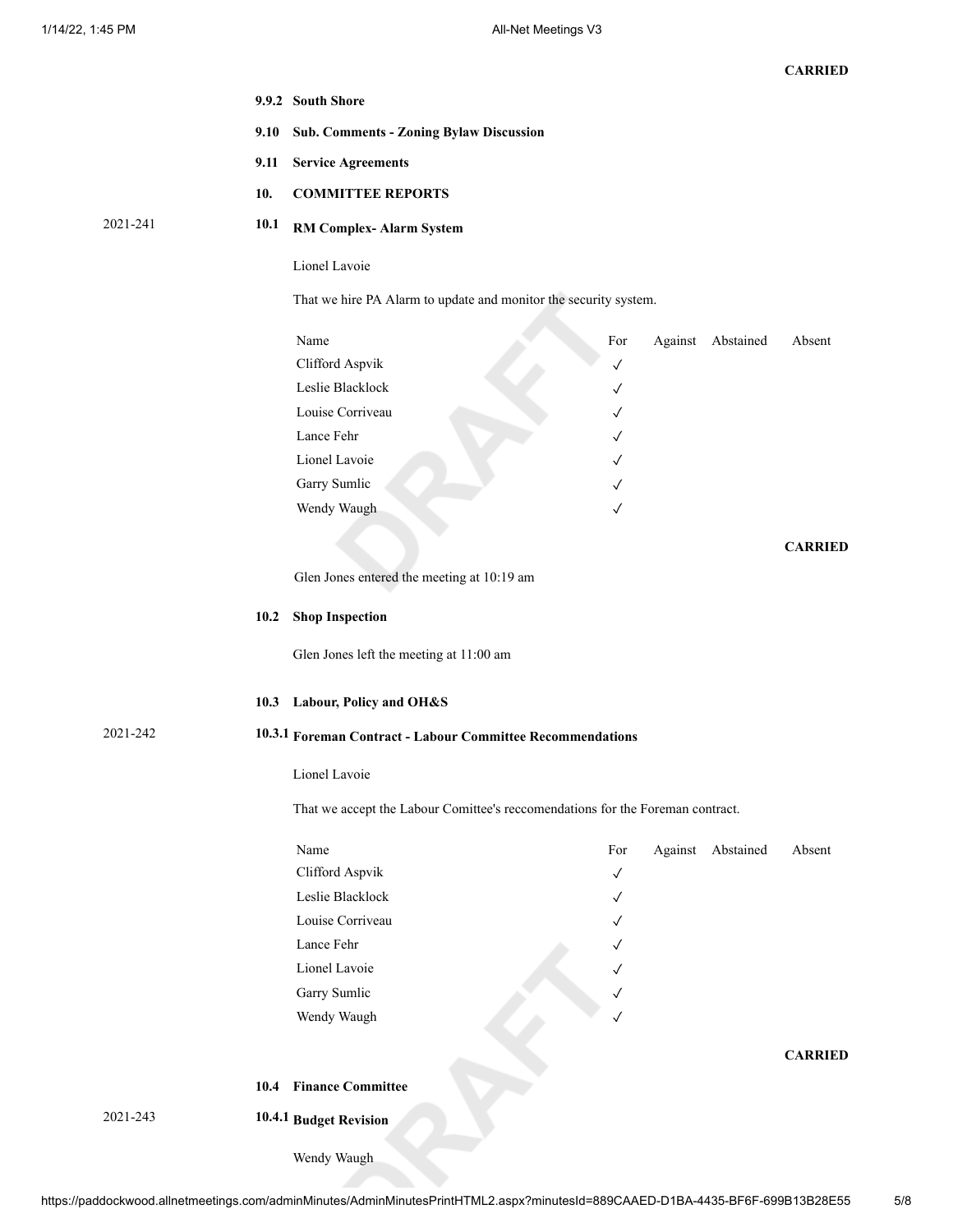**CARRIED**

**9.9.2 South Shore**

**9.10 Sub. Comments - Zoning Bylaw Discussion**

**9.11 Service Agreements**

## 10. COMMITTEE REPORTS

2021-241

### 10.1 RM Complex- Alarm System

Lionel Lavoie

That we hire PA Alarm to update and monitor the security system.

| Name | For | Against | Abstained | Absent |
|---|---|---|---|---|
| Clifford Aspvik | ✓ | | | |
| Leslie Blacklock | ✓ | | | |
| Louise Corriveau | ✓ | | | |
| Lance Fehr | ✓ | | | |
| Lionel Lavoie | ✓ | | | |
| Garry Sumlic | ✓ | | | |
| Wendy Waugh | ✓ | | | |

**CARRIED**

Glen Jones entered the meeting at 10:19 am

### 10.2 Shop Inspection

Glen Jones left the meeting at 11:00 am

### 10.3 Labour, Policy and OH&S

2021-242

**10.3.1 Foreman Contract - Labour Committee Recommendations**

Lionel Lavoie

That we accept the Labour Comittee's reccomendations for the Foreman contract.

| Name | For | Against | Abstained | Absent |
|---|---|---|---|---|
| Clifford Aspvik | ✓ | | | |
| Leslie Blacklock | ✓ | | | |
| Louise Corriveau | ✓ | | | |
| Lance Fehr | ✓ | | | |
| Lionel Lavoie | ✓ | | | |
| Garry Sumlic | ✓ | | | |
| Wendy Waugh | ✓ | | | |

**CARRIED**

### 10.4 Finance Committee

2021-243

**10.4.1 Budget Revision**

Wendy Waugh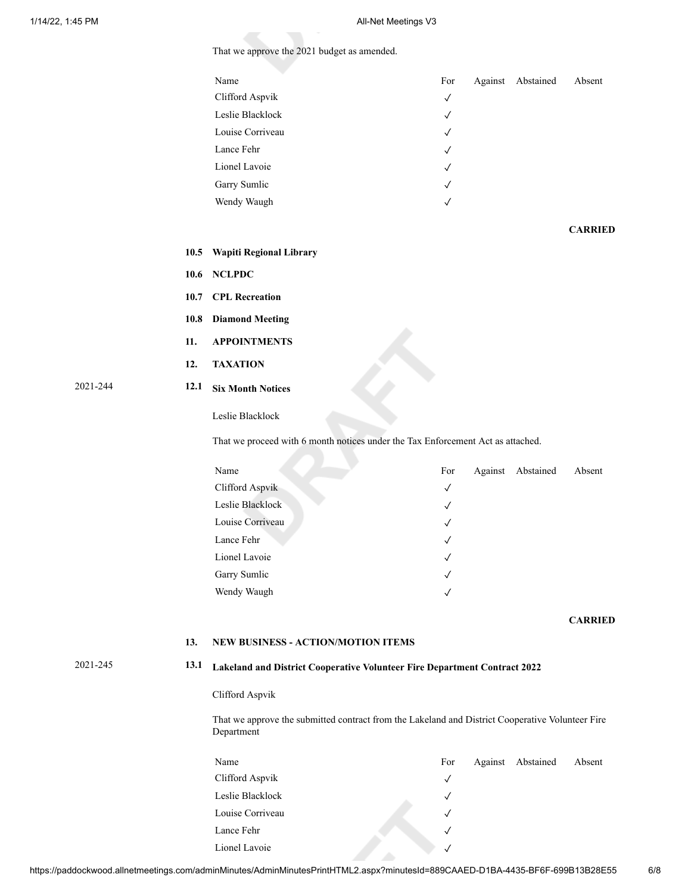That we approve the 2021 budget as amended.

| Name | For | Against | Abstained | Absent |
|---|---|---|---|---|
| Clifford Aspvik | ✓ | | | |
| Leslie Blacklock | ✓ | | | |
| Louise Corriveau | ✓ | | | |
| Lance Fehr | ✓ | | | |
| Lionel Lavoie | ✓ | | | |
| Garry Sumlic | ✓ | | | |
| Wendy Waugh | ✓ | | | |

**CARRIED**

**10.5 Wapiti Regional Library**

**10.6 NCLPDC**

**10.7 CPL Recreation**

**10.8 Diamond Meeting**

**11. APPOINTMENTS**

**12. TAXATION**

2021-244 **12.1 Six Month Notices**

Leslie Blacklock

That we proceed with 6 month notices under the Tax Enforcement Act as attached.

| Name | For | Against | Abstained | Absent |
|---|---|---|---|---|
| Clifford Aspvik | ✓ | | | |
| Leslie Blacklock | ✓ | | | |
| Louise Corriveau | ✓ | | | |
| Lance Fehr | ✓ | | | |
| Lionel Lavoie | ✓ | | | |
| Garry Sumlic | ✓ | | | |
| Wendy Waugh | ✓ | | | |

**CARRIED**

**13. NEW BUSINESS - ACTION/MOTION ITEMS**

2021-245 **13.1 Lakeland and District Cooperative Volunteer Fire Department Contract 2022**

Clifford Aspvik

That we approve the submitted contract from the Lakeland and District Cooperative Volunteer Fire Department

| Name | For | Against | Abstained | Absent |
|---|---|---|---|---|
| Clifford Aspvik | ✓ | | | |
| Leslie Blacklock | ✓ | | | |
| Louise Corriveau | ✓ | | | |
| Lance Fehr | ✓ | | | |
| Lionel Lavoie | ✓ | | | |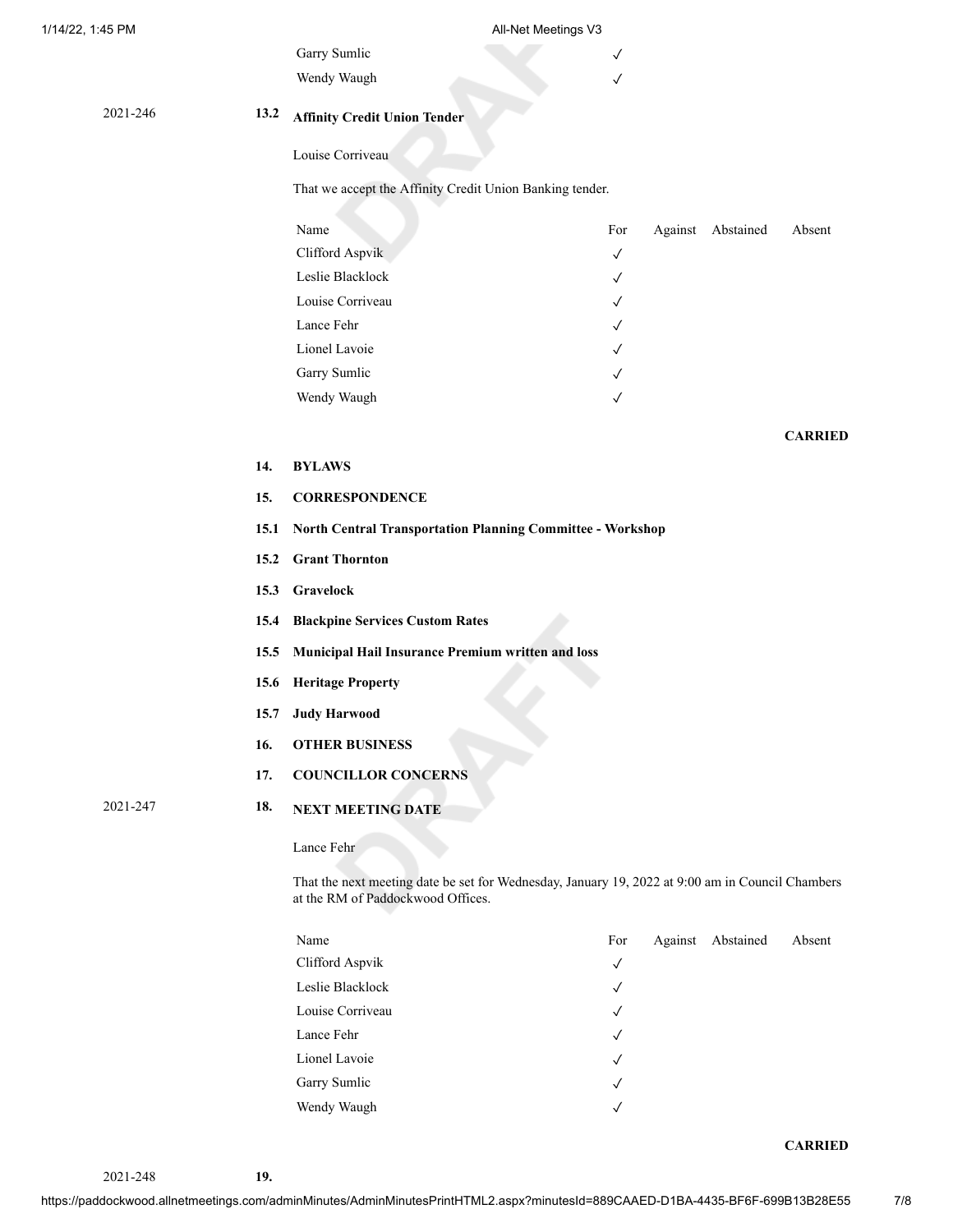| Name | For | Against | Abstained | Absent |
|---|---|---|---|---|
| Garry Sumlic | ✓ | | | |
| Wendy Waugh | ✓ | | | |

2021-246 **13.2 Affinity Credit Union Tender**

Louise Corriveau

That we accept the Affinity Credit Union Banking tender.

| Name | For | Against | Abstained | Absent |
|---|---|---|---|---|
| Clifford Aspvik | ✓ | | | |
| Leslie Blacklock | ✓ | | | |
| Louise Corriveau | ✓ | | | |
| Lance Fehr | ✓ | | | |
| Lionel Lavoie | ✓ | | | |
| Garry Sumlic | ✓ | | | |
| Wendy Waugh | ✓ | | | |

**CARRIED**

**14. BYLAWS**

**15. CORRESPONDENCE**

**15.1 North Central Transportation Planning Committee - Workshop**

**15.2 Grant Thornton**

**15.3 Gravelock**

**15.4 Blackpine Services Custom Rates**

**15.5 Municipal Hail Insurance Premium written and loss**

**15.6 Heritage Property**

**15.7 Judy Harwood**

**16. OTHER BUSINESS**

**17. COUNCILLOR CONCERNS**

2021-247 **18. NEXT MEETING DATE**

Lance Fehr

That the next meeting date be set for Wednesday, January 19, 2022 at 9:00 am in Council Chambers at the RM of Paddockwood Offices.

| Name | For | Against | Abstained | Absent |
|---|---|---|---|---|
| Clifford Aspvik | ✓ | | | |
| Leslie Blacklock | ✓ | | | |
| Louise Corriveau | ✓ | | | |
| Lance Fehr | ✓ | | | |
| Lionel Lavoie | ✓ | | | |
| Garry Sumlic | ✓ | | | |
| Wendy Waugh | ✓ | | | |

**CARRIED**

2021-248 **19.**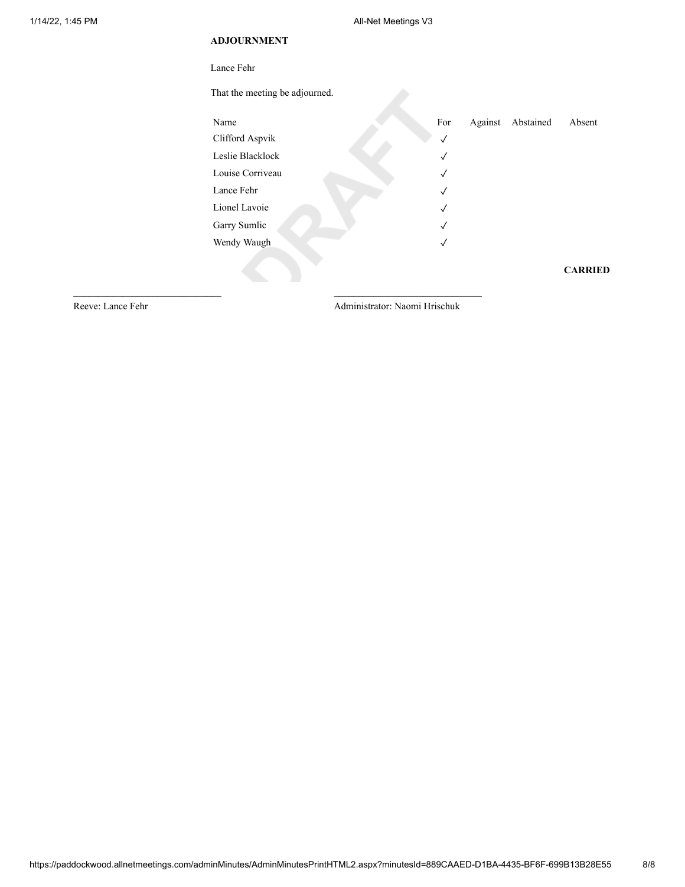**ADJOURNMENT**

Lance Fehr

That the meeting be adjourned.

| Name | For | Against | Abstained | Absent |
|---|---|---|---|---|
| Clifford Aspvik | ✓ | | | |
| Leslie Blacklock | ✓ | | | |
| Louise Corriveau | ✓ | | | |
| Lance Fehr | ✓ | | | |
| Lionel Lavoie | ✓ | | | |
| Garry Sumlic | ✓ | | | |
| Wendy Waugh | ✓ | | | |

**CARRIED**

\_\_\_\_\_\_\_\_\_\_\_\_\_\_\_\_\_\_\_\_\_\_\_\_\_\_\_\_\_\_
Reeve: Lance Fehr

\_\_\_\_\_\_\_\_\_\_\_\_\_\_\_\_\_\_\_\_\_\_\_\_\_\_\_\_\_\_
Administrator: Naomi Hrischuk